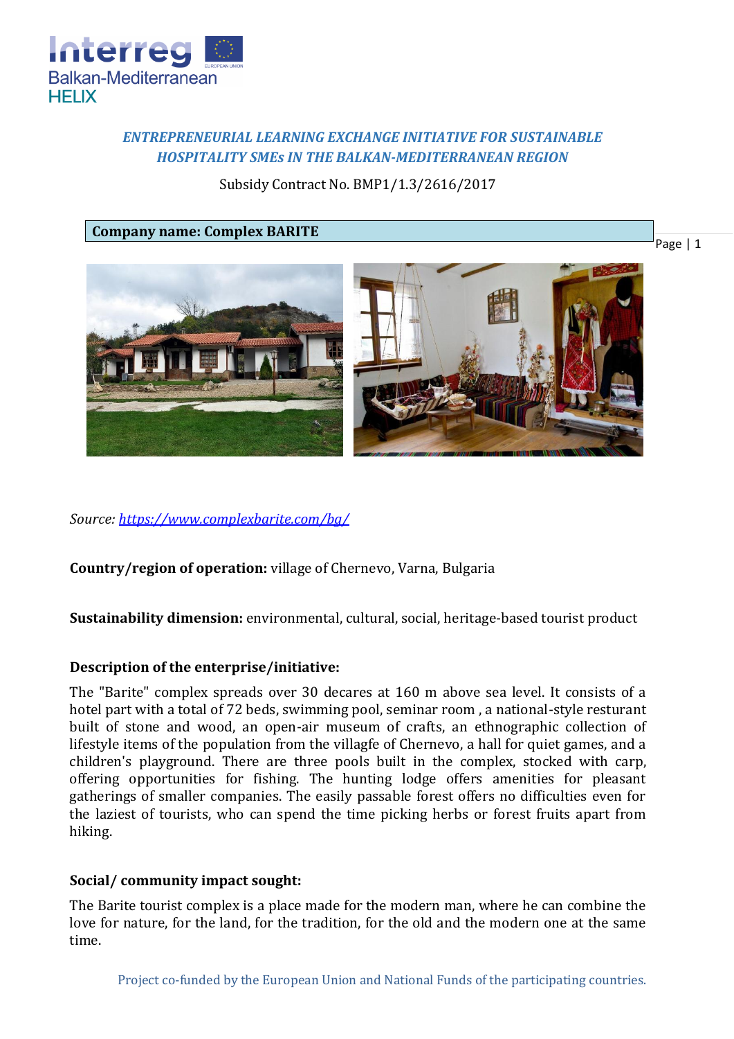*ENTREPRENEURIAL LEARNING EXCHANGE INITIATIVE FOR SUSTAINABLE HOSPITALITY SMEs IN THE BALKAN-MEDITERRANEAN REGION*

Subsidy Contract No. BMP1/1.3/2616/2017

## Company name: Complex BARITE

*Source: https://www.complexbarite.com/bg/*

**Country/region of operation:** village of Chernevo, Varna, Bulgaria

**Sustainability dimension:** environmental, cultural, social, heritage-based tourist product

**Description of the enterprise/initiative:**

The "Barite" complex spreads over 30 decares at 160 m above sea level. It consists of a hotel part with a total of 72 beds, swimming pool, seminar room , a national-style resturant built of stone and wood, an open-air museum of crafts, an ethnographic collection of lifestyle items of the population from the villagfe of Chernevo, a hall for quiet games, and a children's playground. There are three pools built in the complex, stocked with carp, offering opportunities for fishing. The hunting lodge offers amenities for pleasant gatherings of smaller companies. The easily passable forest offers no difficulties even for the laziest of tourists, who can spend the time picking herbs or forest fruits apart from hiking.

**Social/ community impact sought:**

The Barite tourist complex is a place made for the modern man, where he can combine the love for nature, for the land, for the tradition, for the old and the modern one at the same time.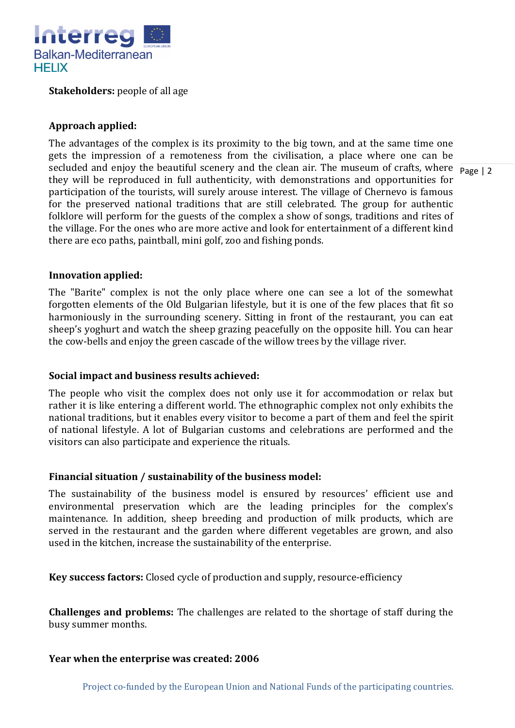**Stakeholders:** people of all age

**Approach applied:**

The advantages of the complex is its proximity to the big town, and at the same time one gets the impression of a remoteness from the civilisation, a place where one can be secluded and enjoy the beautiful scenery and the clean air. The museum of crafts, where they will be reproduced in full authenticity, with demonstrations and opportunities for participation of the tourists, will surely arouse interest. The village of Chernevo is famous for the preserved national traditions that are still celebrated. The group for authentic folklore will perform for the guests of the complex a show of songs, traditions and rites of the village. For the ones who are more active and look for entertainment of a different kind there are eco paths, paintball, mini golf, zoo and fishing ponds.

**Innovation applied:**

The "Barite" complex is not the only place where one can see a lot of the somewhat forgotten elements of the Old Bulgarian lifestyle, but it is one of the few places that fit so harmoniously in the surrounding scenery. Sitting in front of the restaurant, you can eat sheep's yoghurt and watch the sheep grazing peacefully on the opposite hill. You can hear the cow-bells and enjoy the green cascade of the willow trees by the village river.

**Social impact and business results achieved:**

The people who visit the complex does not only use it for accommodation or relax but rather it is like entering a different world. The ethnographic complex not only exhibits the national traditions, but it enables every visitor to become a part of them and feel the spirit of national lifestyle. A lot of Bulgarian customs and celebrations are performed and the visitors can also participate and experience the rituals.

**Financial situation / sustainability of the business model:**

The sustainability of the business model is ensured by resources' efficient use and environmental preservation which are the leading principles for the complex's maintenance. In addition, sheep breeding and production of milk products, which are served in the restaurant and the garden where different vegetables are grown, and also used in the kitchen, increase the sustainability of the enterprise.

**Key success factors:** Closed cycle of production and supply, resource-efficiency

**Challenges and problems:** The challenges are related to the shortage of staff during the busy summer months.

**Year when the enterprise was created: 2006**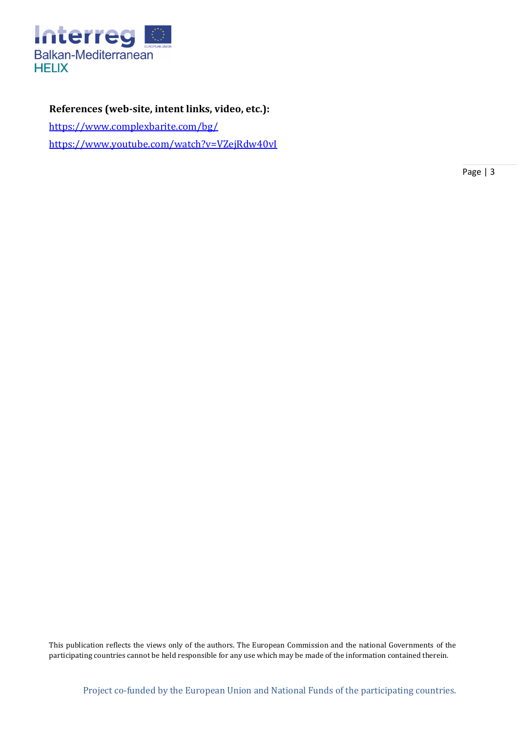**References (web-site, intent links, video, etc.):**

https://www.complexbarite.com/bg/

https://www.youtube.com/watch?v=VZejRdw40vI

This publication reflects the views only of the authors. The European Commission and the national Governments of the participating countries cannot be held responsible for any use which may be made of the information contained therein.